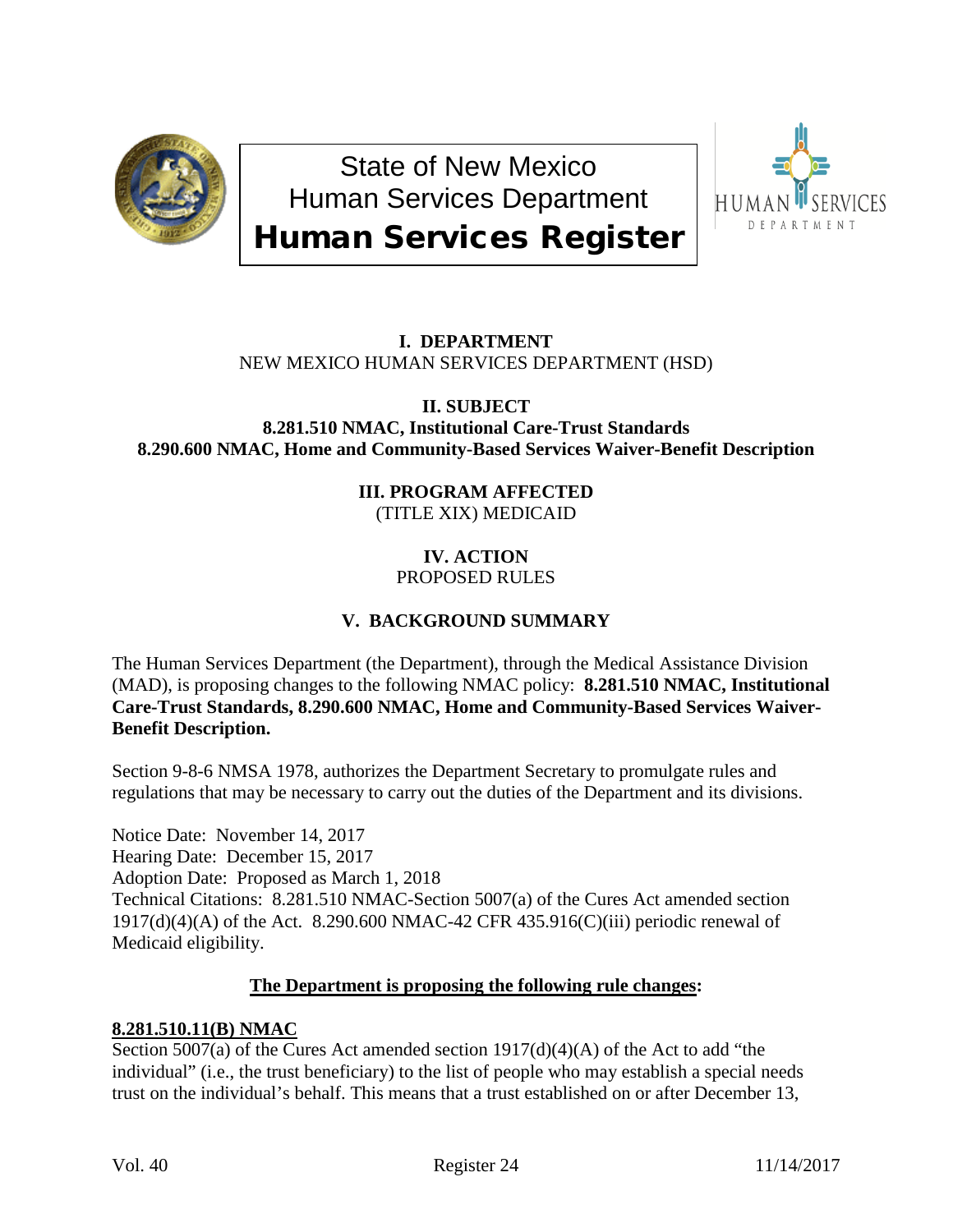# State of New Mexico
## Human Services Department
## Human Services Register

**I. DEPARTMENT**
NEW MEXICO HUMAN SERVICES DEPARTMENT (HSD)

**II. SUBJECT**
**8.281.510 NMAC, Institutional Care-Trust Standards**
**8.290.600 NMAC, Home and Community-Based Services Waiver-Benefit Description**

**III. PROGRAM AFFECTED**
(TITLE XIX) MEDICAID

**IV. ACTION**
PROPOSED RULES

**V. BACKGROUND SUMMARY**

The Human Services Department (the Department), through the Medical Assistance Division (MAD), is proposing changes to the following NMAC policy: **8.281.510 NMAC, Institutional Care-Trust Standards, 8.290.600 NMAC, Home and Community-Based Services Waiver-Benefit Description.**

Section 9-8-6 NMSA 1978, authorizes the Department Secretary to promulgate rules and regulations that may be necessary to carry out the duties of the Department and its divisions.

Notice Date: November 14, 2017
Hearing Date: December 15, 2017
Adoption Date: Proposed as March 1, 2018
Technical Citations: 8.281.510 NMAC-Section 5007(a) of the Cures Act amended section 1917(d)(4)(A) of the Act. 8.290.600 NMAC-42 CFR 435.916(C)(iii) periodic renewal of Medicaid eligibility.

**The Department is proposing the following rule changes:**

**8.281.510.11(B) NMAC**
Section 5007(a) of the Cures Act amended section 1917(d)(4)(A) of the Act to add "the individual" (i.e., the trust beneficiary) to the list of people who may establish a special needs trust on the individual's behalf. This means that a trust established on or after December 13,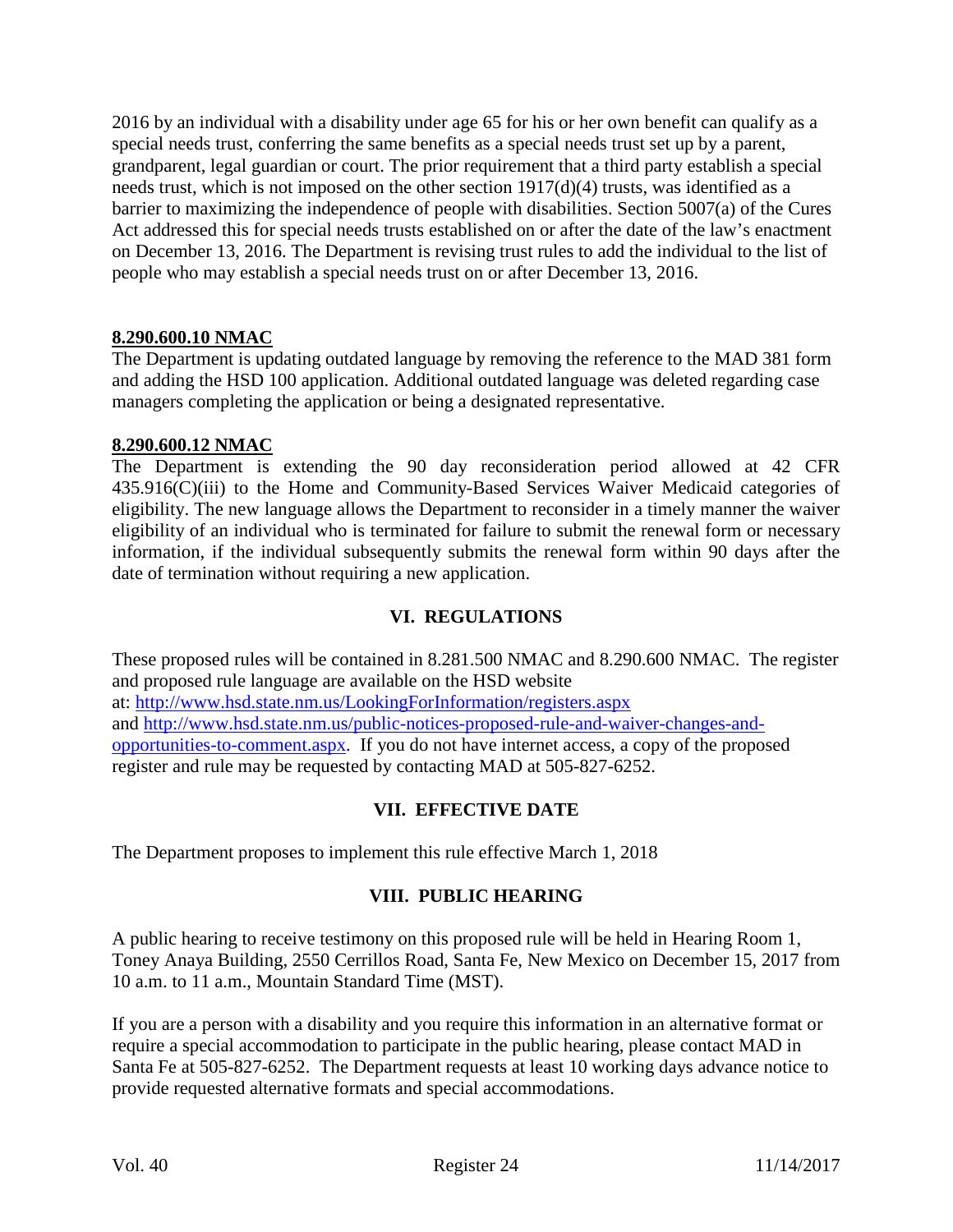2016 by an individual with a disability under age 65 for his or her own benefit can qualify as a special needs trust, conferring the same benefits as a special needs trust set up by a parent, grandparent, legal guardian or court. The prior requirement that a third party establish a special needs trust, which is not imposed on the other section 1917(d)(4) trusts, was identified as a barrier to maximizing the independence of people with disabilities. Section 5007(a) of the Cures Act addressed this for special needs trusts established on or after the date of the law's enactment on December 13, 2016. The Department is revising trust rules to add the individual to the list of people who may establish a special needs trust on or after December 13, 2016.

**8.290.600.10 NMAC**

The Department is updating outdated language by removing the reference to the MAD 381 form and adding the HSD 100 application. Additional outdated language was deleted regarding case managers completing the application or being a designated representative.

**8.290.600.12 NMAC**

The Department is extending the 90 day reconsideration period allowed at 42 CFR 435.916(C)(iii) to the Home and Community-Based Services Waiver Medicaid categories of eligibility. The new language allows the Department to reconsider in a timely manner the waiver eligibility of an individual who is terminated for failure to submit the renewal form or necessary information, if the individual subsequently submits the renewal form within 90 days after the date of termination without requiring a new application.

## VI. REGULATIONS

These proposed rules will be contained in 8.281.500 NMAC and 8.290.600 NMAC. The register and proposed rule language are available on the HSD website at: http://www.hsd.state.nm.us/LookingForInformation/registers.aspx and http://www.hsd.state.nm.us/public-notices-proposed-rule-and-waiver-changes-and-opportunities-to-comment.aspx. If you do not have internet access, a copy of the proposed register and rule may be requested by contacting MAD at 505-827-6252.

## VII. EFFECTIVE DATE

The Department proposes to implement this rule effective March 1, 2018

## VIII. PUBLIC HEARING

A public hearing to receive testimony on this proposed rule will be held in Hearing Room 1, Toney Anaya Building, 2550 Cerrillos Road, Santa Fe, New Mexico on December 15, 2017 from 10 a.m. to 11 a.m., Mountain Standard Time (MST).

If you are a person with a disability and you require this information in an alternative format or require a special accommodation to participate in the public hearing, please contact MAD in Santa Fe at 505-827-6252. The Department requests at least 10 working days advance notice to provide requested alternative formats and special accommodations.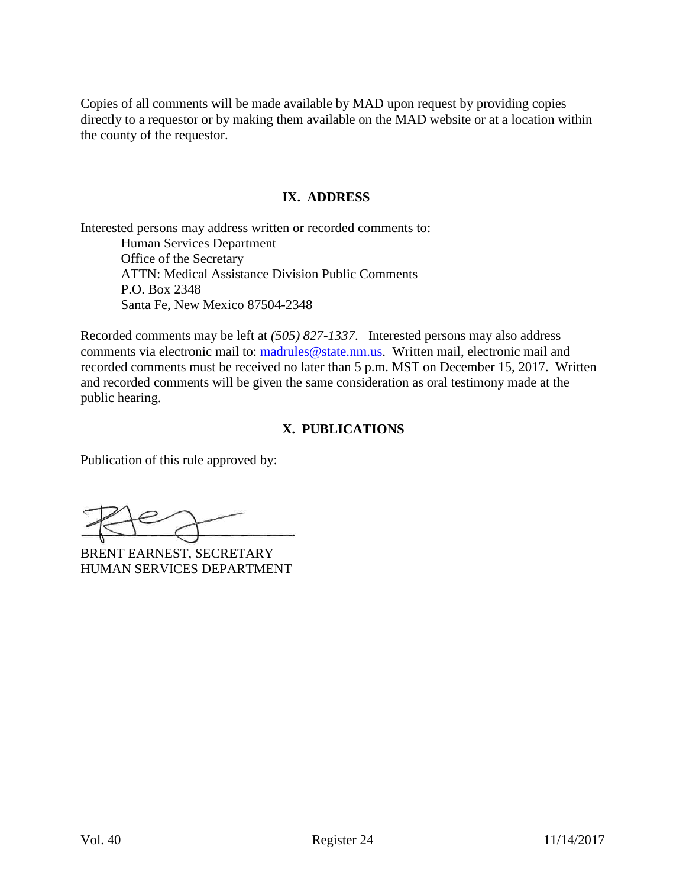Copies of all comments will be made available by MAD upon request by providing copies directly to a requestor or by making them available on the MAD website or at a location within the county of the requestor.

## IX. ADDRESS

Interested persons may address written or recorded comments to:

Human Services Department
Office of the Secretary
ATTN: Medical Assistance Division Public Comments
P.O. Box 2348
Santa Fe, New Mexico 87504-2348

Recorded comments may be left at *(505) 827-1337*. Interested persons may also address comments via electronic mail to: madrules@state.nm.us. Written mail, electronic mail and recorded comments must be received no later than 5 p.m. MST on December 15, 2017. Written and recorded comments will be given the same consideration as oral testimony made at the public hearing.

## X. PUBLICATIONS

Publication of this rule approved by:

BRENT EARNEST, SECRETARY
HUMAN SERVICES DEPARTMENT